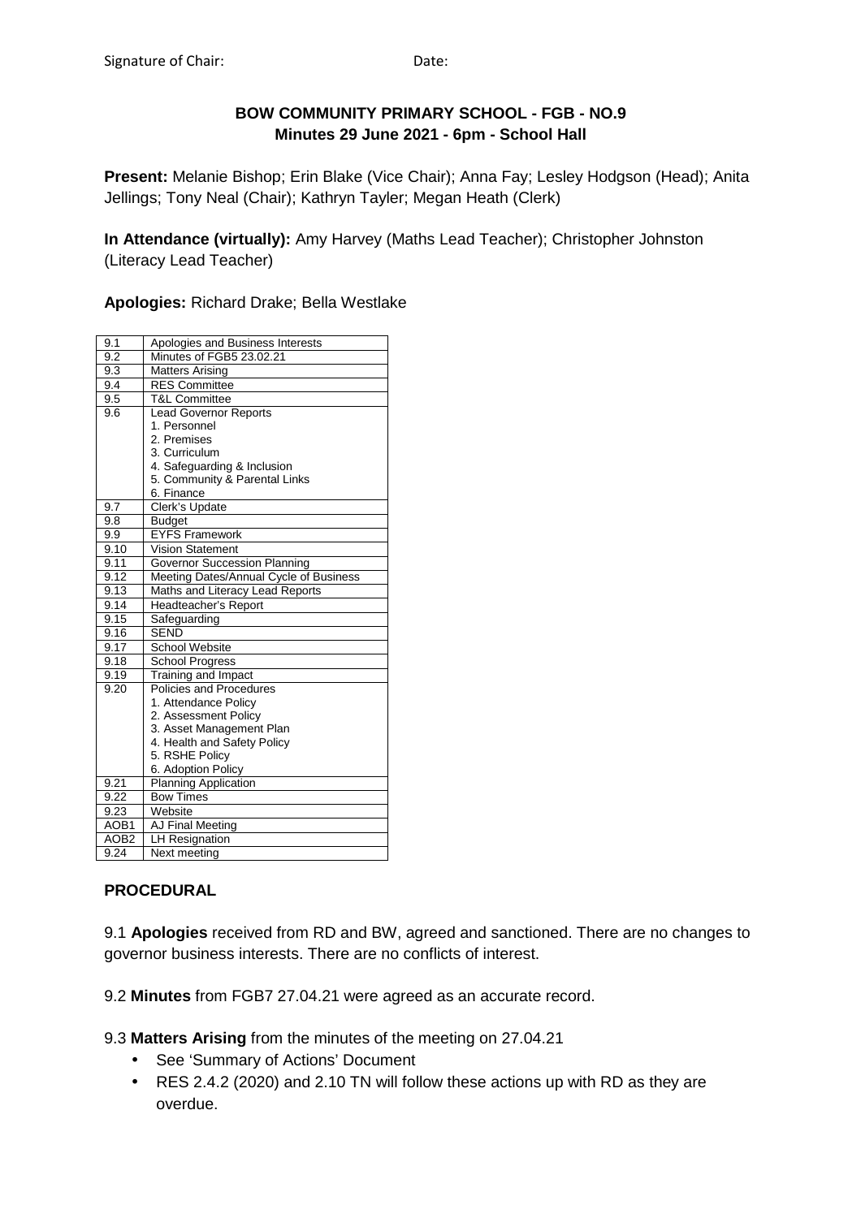Signature of Chair: Date:

**BOW COMMUNITY PRIMARY SCHOOL - FGB - NO.9**
**Minutes 29 June 2021 - 6pm - School Hall**

**Present:** Melanie Bishop; Erin Blake (Vice Chair); Anna Fay; Lesley Hodgson (Head); Anita Jellings; Tony Neal (Chair); Kathryn Tayler; Megan Heath (Clerk)

**In Attendance (virtually):** Amy Harvey (Maths Lead Teacher); Christopher Johnston (Literacy Lead Teacher)

**Apologies:** Richard Drake; Bella Westlake

| | |
|---|---|
| 9.1 | Apologies and Business Interests |
| 9.2 | Minutes of FGB5 23.02.21 |
| 9.3 | Matters Arising |
| 9.4 | RES Committee |
| 9.5 | T&L Committee |
| 9.6 | Lead Governor Reports<br>1. Personnel<br>2. Premises<br>3. Curriculum<br>4. Safeguarding & Inclusion<br>5. Community & Parental Links<br>6. Finance |
| 9.7 | Clerk's Update |
| 9.8 | Budget |
| 9.9 | EYFS Framework |
| 9.10 | Vision Statement |
| 9.11 | Governor Succession Planning |
| 9.12 | Meeting Dates/Annual Cycle of Business |
| 9.13 | Maths and Literacy Lead Reports |
| 9.14 | Headteacher's Report |
| 9.15 | Safeguarding |
| 9.16 | SEND |
| 9.17 | School Website |
| 9.18 | School Progress |
| 9.19 | Training and Impact |
| 9.20 | Policies and Procedures<br>1. Attendance Policy<br>2. Assessment Policy<br>3. Asset Management Plan<br>4. Health and Safety Policy<br>5. RSHE Policy<br>6. Adoption Policy |
| 9.21 | Planning Application |
| 9.22 | Bow Times |
| 9.23 | Website |
| AOB1 | AJ Final Meeting |
| AOB2 | LH Resignation |
| 9.24 | Next meeting |

**PROCEDURAL**

9.1 **Apologies** received from RD and BW, agreed and sanctioned. There are no changes to governor business interests. There are no conflicts of interest.

9.2 **Minutes** from FGB7 27.04.21 were agreed as an accurate record.

9.3 **Matters Arising** from the minutes of the meeting on 27.04.21

- See 'Summary of Actions' Document
- RES 2.4.2 (2020) and 2.10 TN will follow these actions up with RD as they are overdue.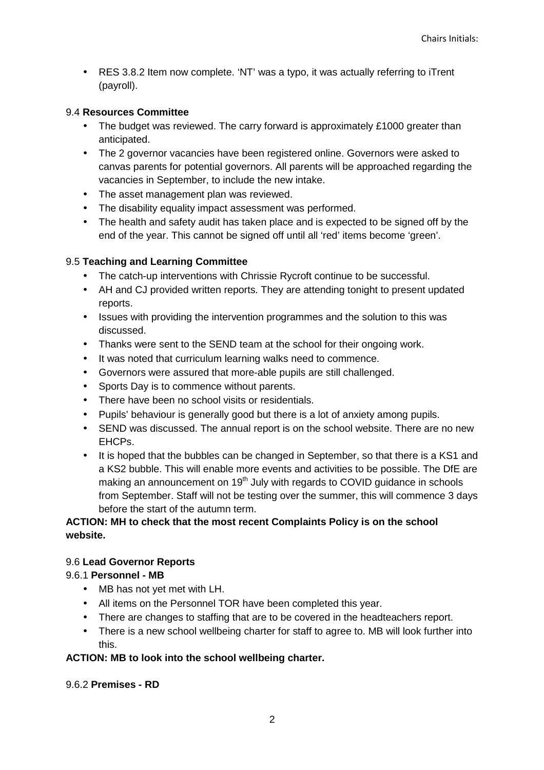- RES 3.8.2 Item now complete. 'NT' was a typo, it was actually referring to iTrent (payroll).

9.4 **Resources Committee**

- The budget was reviewed. The carry forward is approximately £1000 greater than anticipated.
- The 2 governor vacancies have been registered online. Governors were asked to canvas parents for potential governors. All parents will be approached regarding the vacancies in September, to include the new intake.
- The asset management plan was reviewed.
- The disability equality impact assessment was performed.
- The health and safety audit has taken place and is expected to be signed off by the end of the year. This cannot be signed off until all 'red' items become 'green'.

9.5 **Teaching and Learning Committee**

- The catch-up interventions with Chrissie Rycroft continue to be successful.
- AH and CJ provided written reports. They are attending tonight to present updated reports.
- Issues with providing the intervention programmes and the solution to this was discussed.
- Thanks were sent to the SEND team at the school for their ongoing work.
- It was noted that curriculum learning walks need to commence.
- Governors were assured that more-able pupils are still challenged.
- Sports Day is to commence without parents.
- There have been no school visits or residentials.
- Pupils' behaviour is generally good but there is a lot of anxiety among pupils.
- SEND was discussed. The annual report is on the school website. There are no new EHCPs.
- It is hoped that the bubbles can be changed in September, so that there is a KS1 and a KS2 bubble. This will enable more events and activities to be possible. The DfE are making an announcement on 19th July with regards to COVID guidance in schools from September. Staff will not be testing over the summer, this will commence 3 days before the start of the autumn term.

**ACTION: MH to check that the most recent Complaints Policy is on the school website.**

9.6 **Lead Governor Reports**

9.6.1 **Personnel - MB**

- MB has not yet met with LH.
- All items on the Personnel TOR have been completed this year.
- There are changes to staffing that are to be covered in the headteachers report.
- There is a new school wellbeing charter for staff to agree to. MB will look further into this.

**ACTION: MB to look into the school wellbeing charter.**

9.6.2 **Premises - RD**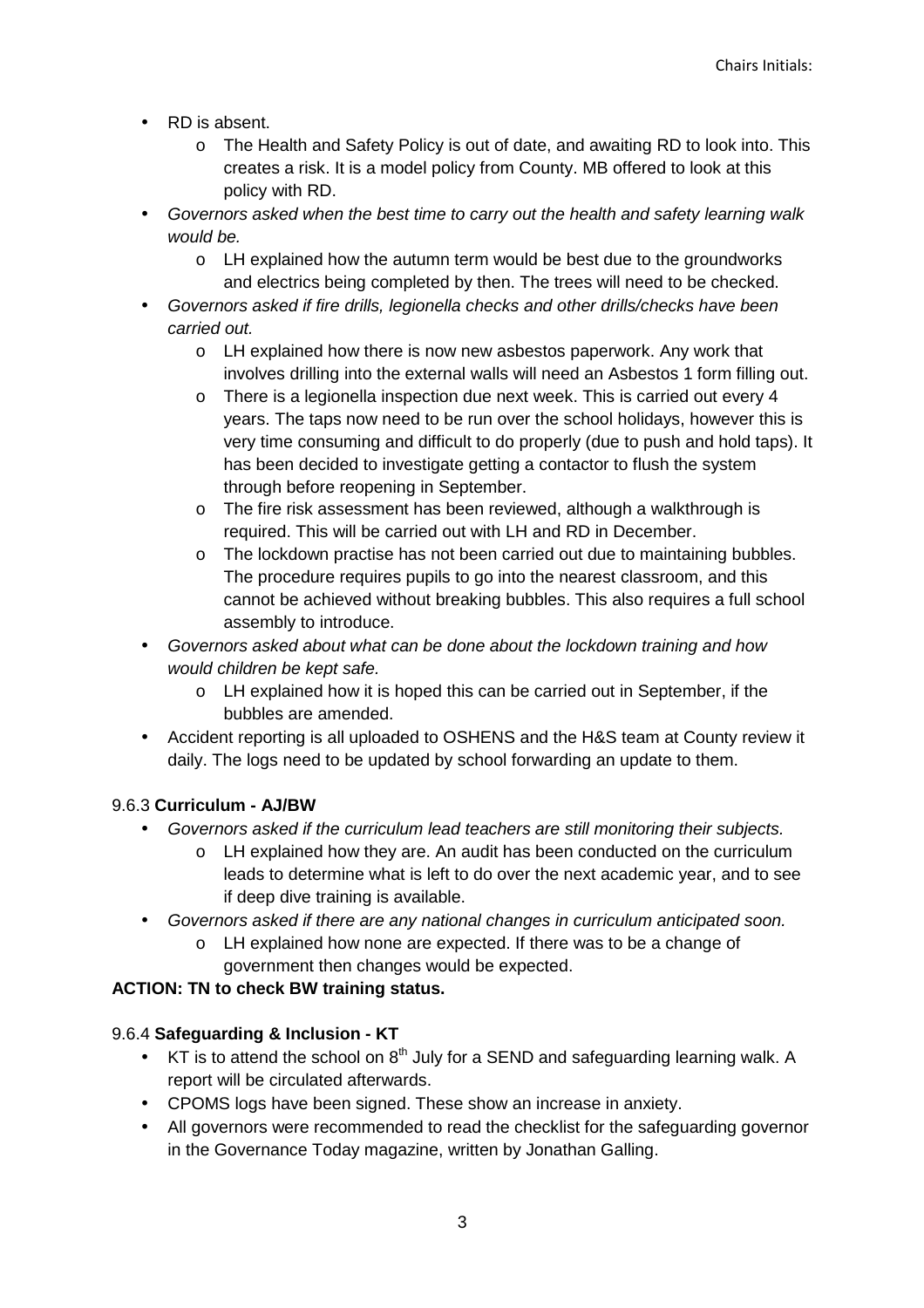- RD is absent.
  - The Health and Safety Policy is out of date, and awaiting RD to look into. This creates a risk. It is a model policy from County. MB offered to look at this policy with RD.
- *Governors asked when the best time to carry out the health and safety learning walk would be.*
  - LH explained how the autumn term would be best due to the groundworks and electrics being completed by then. The trees will need to be checked.
- *Governors asked if fire drills, legionella checks and other drills/checks have been carried out.*
  - LH explained how there is now new asbestos paperwork. Any work that involves drilling into the external walls will need an Asbestos 1 form filling out.
  - There is a legionella inspection due next week. This is carried out every 4 years. The taps now need to be run over the school holidays, however this is very time consuming and difficult to do properly (due to push and hold taps). It has been decided to investigate getting a contactor to flush the system through before reopening in September.
  - The fire risk assessment has been reviewed, although a walkthrough is required. This will be carried out with LH and RD in December.
  - The lockdown practise has not been carried out due to maintaining bubbles. The procedure requires pupils to go into the nearest classroom, and this cannot be achieved without breaking bubbles. This also requires a full school assembly to introduce.
- *Governors asked about what can be done about the lockdown training and how would children be kept safe.*
  - LH explained how it is hoped this can be carried out in September, if the bubbles are amended.
- Accident reporting is all uploaded to OSHENS and the H&S team at County review it daily. The logs need to be updated by school forwarding an update to them.

9.6.3 **Curriculum - AJ/BW**

- *Governors asked if the curriculum lead teachers are still monitoring their subjects.*
  - LH explained how they are. An audit has been conducted on the curriculum leads to determine what is left to do over the next academic year, and to see if deep dive training is available.
- *Governors asked if there are any national changes in curriculum anticipated soon.*
  - LH explained how none are expected. If there was to be a change of government then changes would be expected.

**ACTION: TN to check BW training status.**

9.6.4 **Safeguarding & Inclusion - KT**

- KT is to attend the school on 8th July for a SEND and safeguarding learning walk. A report will be circulated afterwards.
- CPOMS logs have been signed. These show an increase in anxiety.
- All governors were recommended to read the checklist for the safeguarding governor in the Governance Today magazine, written by Jonathan Galling.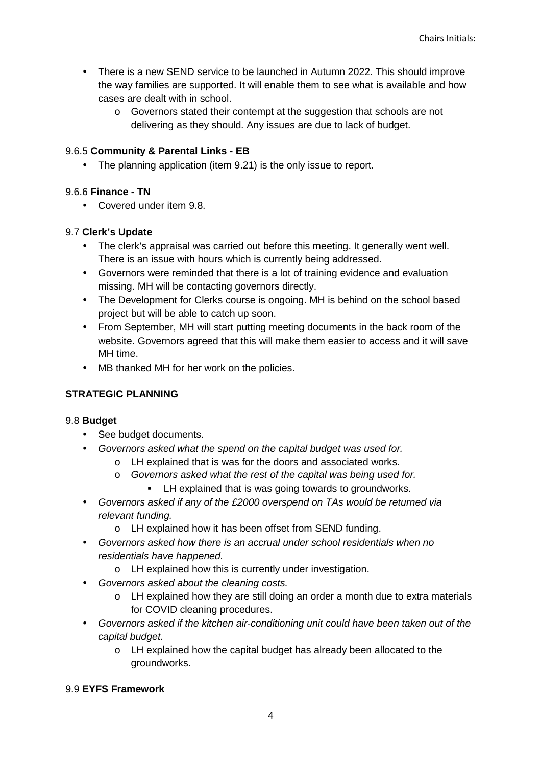- There is a new SEND service to be launched in Autumn 2022. This should improve the way families are supported. It will enable them to see what is available and how cases are dealt with in school.
    - Governors stated their contempt at the suggestion that schools are not delivering as they should. Any issues are due to lack of budget.

9.6.5 **Community & Parental Links - EB**

- The planning application (item 9.21) is the only issue to report.

9.6.6 **Finance - TN**

- Covered under item 9.8.

9.7 **Clerk's Update**

- The clerk's appraisal was carried out before this meeting. It generally went well. There is an issue with hours which is currently being addressed.
- Governors were reminded that there is a lot of training evidence and evaluation missing. MH will be contacting governors directly.
- The Development for Clerks course is ongoing. MH is behind on the school based project but will be able to catch up soon.
- From September, MH will start putting meeting documents in the back room of the website. Governors agreed that this will make them easier to access and it will save MH time.
- MB thanked MH for her work on the policies.

**STRATEGIC PLANNING**

9.8 **Budget**

- See budget documents.
- *Governors asked what the spend on the capital budget was used for.*
    - LH explained that is was for the doors and associated works.
    - *Governors asked what the rest of the capital was being used for.*
        - LH explained that is was going towards to groundworks.
- *Governors asked if any of the £2000 overspend on TAs would be returned via relevant funding.*
    - LH explained how it has been offset from SEND funding.
- *Governors asked how there is an accrual under school residentials when no residentials have happened.*
    - LH explained how this is currently under investigation.
- *Governors asked about the cleaning costs.*
    - LH explained how they are still doing an order a month due to extra materials for COVID cleaning procedures.
- *Governors asked if the kitchen air-conditioning unit could have been taken out of the capital budget.*
    - LH explained how the capital budget has already been allocated to the groundworks.

9.9 **EYFS Framework**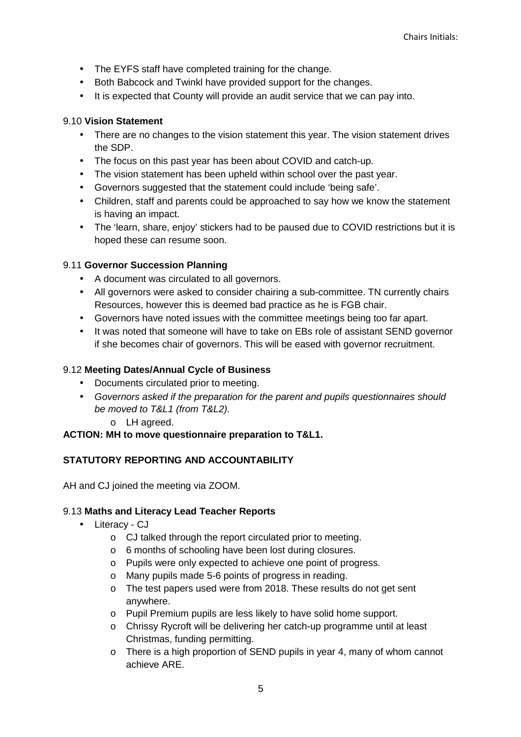- The EYFS staff have completed training for the change.
- Both Babcock and Twinkl have provided support for the changes.
- It is expected that County will provide an audit service that we can pay into.

9.10 **Vision Statement**

- There are no changes to the vision statement this year. The vision statement drives the SDP.
- The focus on this past year has been about COVID and catch-up.
- The vision statement has been upheld within school over the past year.
- Governors suggested that the statement could include 'being safe'.
- Children, staff and parents could be approached to say how we know the statement is having an impact.
- The 'learn, share, enjoy' stickers had to be paused due to COVID restrictions but it is hoped these can resume soon.

9.11 **Governor Succession Planning**

- A document was circulated to all governors.
- All governors were asked to consider chairing a sub-committee. TN currently chairs Resources, however this is deemed bad practice as he is FGB chair.
- Governors have noted issues with the committee meetings being too far apart.
- It was noted that someone will have to take on EBs role of assistant SEND governor if she becomes chair of governors. This will be eased with governor recruitment.

9.12 **Meeting Dates/Annual Cycle of Business**

- Documents circulated prior to meeting.
- *Governors asked if the preparation for the parent and pupils questionnaires should be moved to T&L1 (from T&L2).*
  - LH agreed.

**ACTION: MH to move questionnaire preparation to T&L1.**

**STATUTORY REPORTING AND ACCOUNTABILITY**

AH and CJ joined the meeting via ZOOM.

9.13 **Maths and Literacy Lead Teacher Reports**

- Literacy - CJ
  - CJ talked through the report circulated prior to meeting.
  - 6 months of schooling have been lost during closures.
  - Pupils were only expected to achieve one point of progress.
  - Many pupils made 5-6 points of progress in reading.
  - The test papers used were from 2018. These results do not get sent anywhere.
  - Pupil Premium pupils are less likely to have solid home support.
  - Chrissy Rycroft will be delivering her catch-up programme until at least Christmas, funding permitting.
  - There is a high proportion of SEND pupils in year 4, many of whom cannot achieve ARE.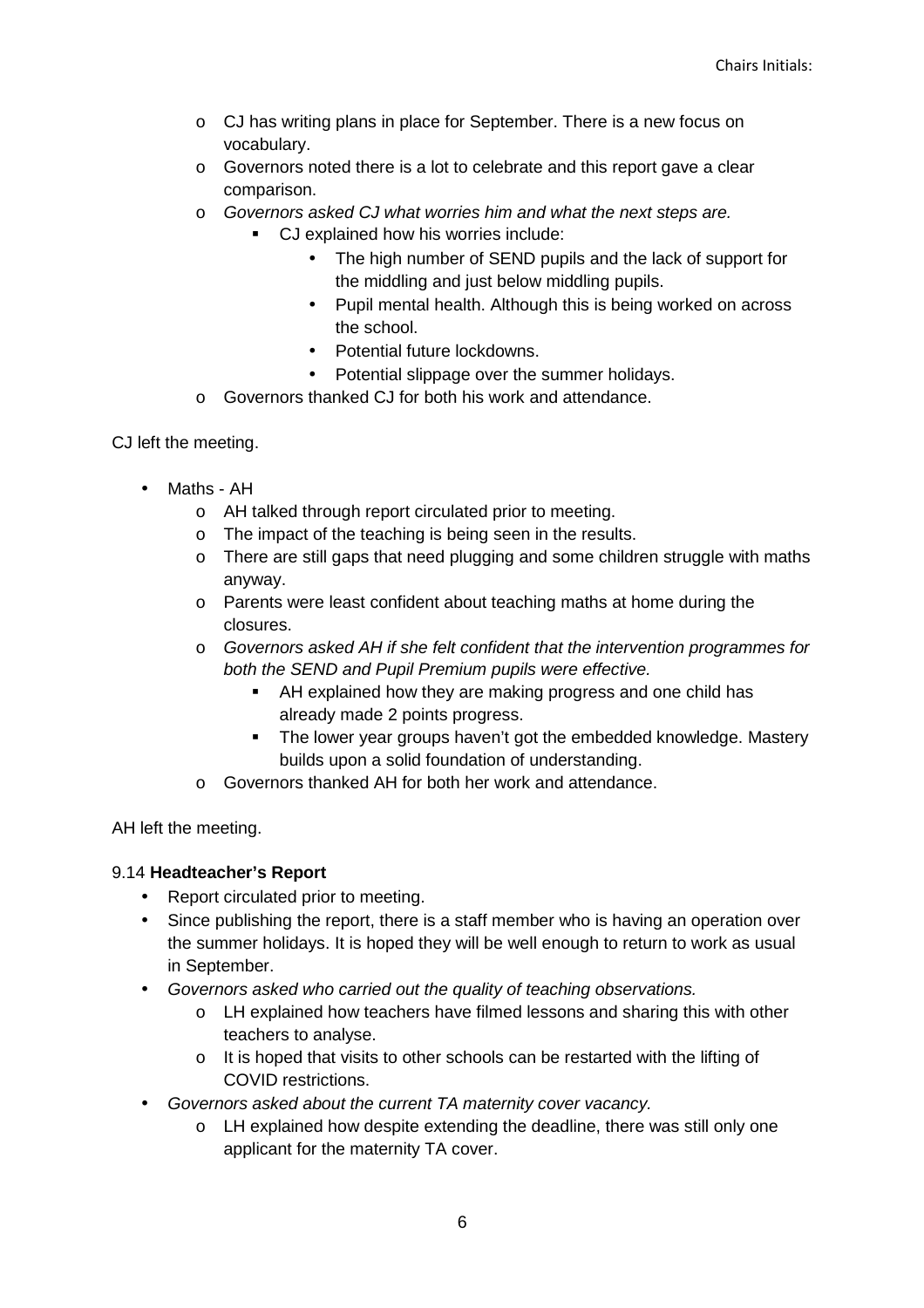- CJ has writing plans in place for September. There is a new focus on vocabulary.
  - Governors noted there is a lot to celebrate and this report gave a clear comparison.
  - *Governors asked CJ what worries him and what the next steps are.*
    - CJ explained how his worries include:
      - The high number of SEND pupils and the lack of support for the middling and just below middling pupils.
      - Pupil mental health. Although this is being worked on across the school.
      - Potential future lockdowns.
      - Potential slippage over the summer holidays.
  - Governors thanked CJ for both his work and attendance.

CJ left the meeting.

- Maths - AH
  - AH talked through report circulated prior to meeting.
  - The impact of the teaching is being seen in the results.
  - There are still gaps that need plugging and some children struggle with maths anyway.
  - Parents were least confident about teaching maths at home during the closures.
  - *Governors asked AH if she felt confident that the intervention programmes for both the SEND and Pupil Premium pupils were effective.*
    - AH explained how they are making progress and one child has already made 2 points progress.
    - The lower year groups haven't got the embedded knowledge. Mastery builds upon a solid foundation of understanding.
  - Governors thanked AH for both her work and attendance.

AH left the meeting.

9.14 **Headteacher's Report**

- Report circulated prior to meeting.
- Since publishing the report, there is a staff member who is having an operation over the summer holidays. It is hoped they will be well enough to return to work as usual in September.
- *Governors asked who carried out the quality of teaching observations.*
  - LH explained how teachers have filmed lessons and sharing this with other teachers to analyse.
  - It is hoped that visits to other schools can be restarted with the lifting of COVID restrictions.
- *Governors asked about the current TA maternity cover vacancy.*
  - LH explained how despite extending the deadline, there was still only one applicant for the maternity TA cover.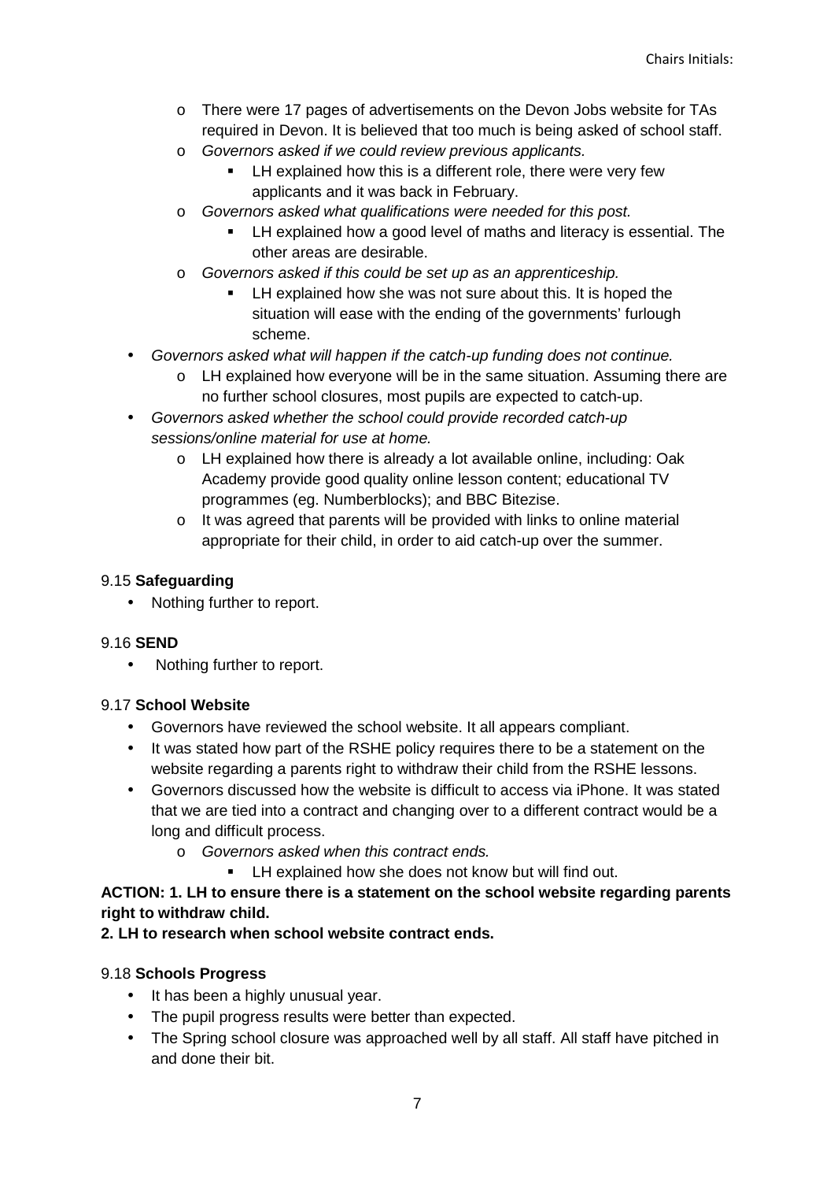- There were 17 pages of advertisements on the Devon Jobs website for TAs required in Devon. It is believed that too much is being asked of school staff.
    - *Governors asked if we could review previous applicants.*
        - LH explained how this is a different role, there were very few applicants and it was back in February.
    - *Governors asked what qualifications were needed for this post.*
        - LH explained how a good level of maths and literacy is essential. The other areas are desirable.
    - *Governors asked if this could be set up as an apprenticeship.*
        - LH explained how she was not sure about this. It is hoped the situation will ease with the ending of the governments' furlough scheme.
- *Governors asked what will happen if the catch-up funding does not continue.*
    - LH explained how everyone will be in the same situation. Assuming there are no further school closures, most pupils are expected to catch-up.
- *Governors asked whether the school could provide recorded catch-up sessions/online material for use at home.*
    - LH explained how there is already a lot available online, including: Oak Academy provide good quality online lesson content; educational TV programmes (eg. Numberblocks); and BBC Bitezise.
    - It was agreed that parents will be provided with links to online material appropriate for their child, in order to aid catch-up over the summer.

9.15 **Safeguarding**

- Nothing further to report.

9.16 **SEND**

- Nothing further to report.

9.17 **School Website**

- Governors have reviewed the school website. It all appears compliant.
- It was stated how part of the RSHE policy requires there to be a statement on the website regarding a parents right to withdraw their child from the RSHE lessons.
- Governors discussed how the website is difficult to access via iPhone. It was stated that we are tied into a contract and changing over to a different contract would be a long and difficult process.
    - *Governors asked when this contract ends.*
        - LH explained how she does not know but will find out.

**ACTION: 1. LH to ensure there is a statement on the school website regarding parents right to withdraw child.**

**2. LH to research when school website contract ends.**

9.18 **Schools Progress**

- It has been a highly unusual year.
- The pupil progress results were better than expected.
- The Spring school closure was approached well by all staff. All staff have pitched in and done their bit.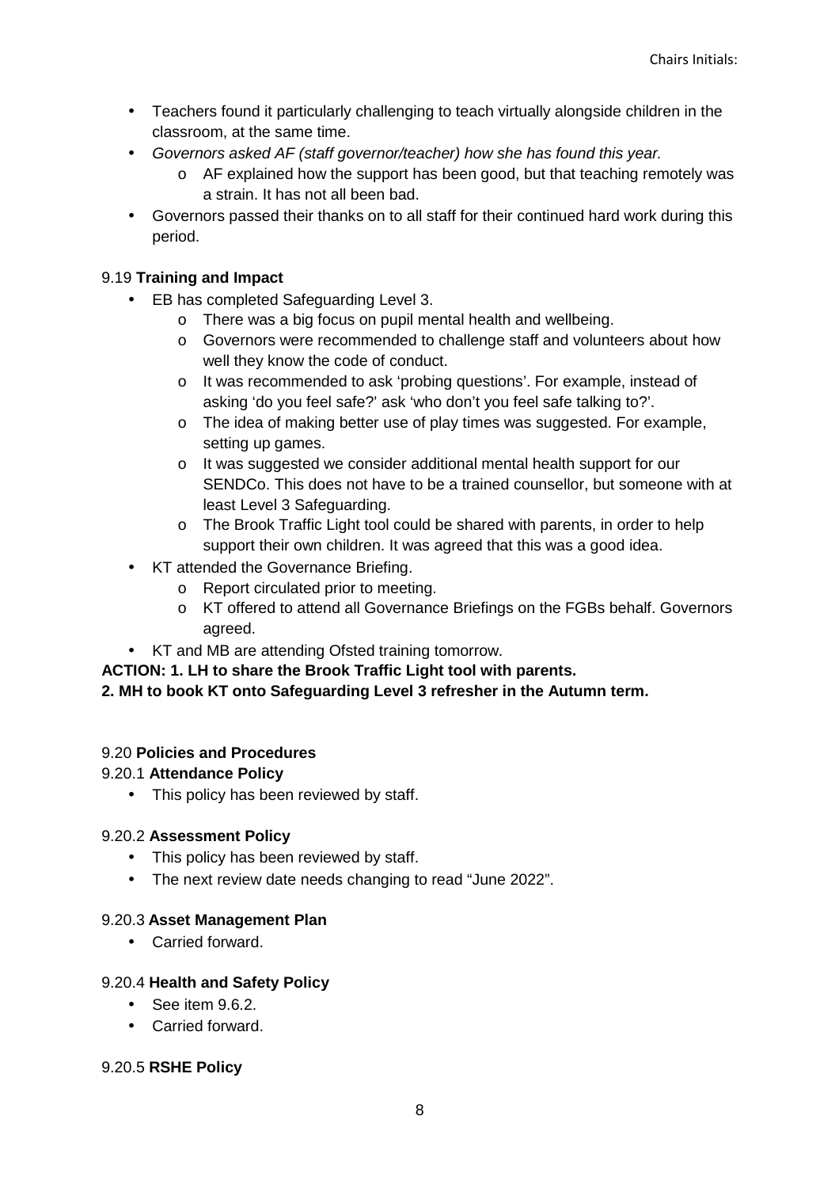- Teachers found it particularly challenging to teach virtually alongside children in the classroom, at the same time.
- *Governors asked AF (staff governor/teacher) how she has found this year.*
  - AF explained how the support has been good, but that teaching remotely was a strain. It has not all been bad.
- Governors passed their thanks on to all staff for their continued hard work during this period.

9.19 **Training and Impact**

- EB has completed Safeguarding Level 3.
  - There was a big focus on pupil mental health and wellbeing.
  - Governors were recommended to challenge staff and volunteers about how well they know the code of conduct.
  - It was recommended to ask 'probing questions'. For example, instead of asking 'do you feel safe?' ask 'who don't you feel safe talking to?'.
  - The idea of making better use of play times was suggested. For example, setting up games.
  - It was suggested we consider additional mental health support for our SENDCo. This does not have to be a trained counsellor, but someone with at least Level 3 Safeguarding.
  - The Brook Traffic Light tool could be shared with parents, in order to help support their own children. It was agreed that this was a good idea.
- KT attended the Governance Briefing.
  - Report circulated prior to meeting.
  - KT offered to attend all Governance Briefings on the FGBs behalf. Governors agreed.
- KT and MB are attending Ofsted training tomorrow.

**ACTION: 1. LH to share the Brook Traffic Light tool with parents.**
**2. MH to book KT onto Safeguarding Level 3 refresher in the Autumn term.**

9.20 **Policies and Procedures**

9.20.1 **Attendance Policy**

- This policy has been reviewed by staff.

9.20.2 **Assessment Policy**

- This policy has been reviewed by staff.
- The next review date needs changing to read "June 2022".

9.20.3 **Asset Management Plan**

- Carried forward.

9.20.4 **Health and Safety Policy**

- See item 9.6.2.
- Carried forward.

9.20.5 **RSHE Policy**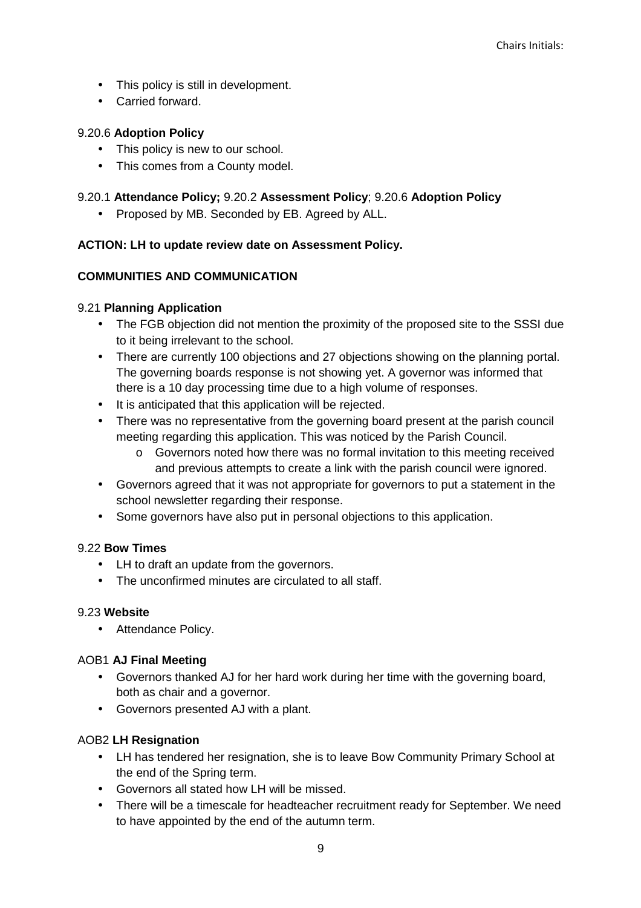- This policy is still in development.
- Carried forward.

9.20.6 **Adoption Policy**

- This policy is new to our school.
- This comes from a County model.

9.20.1 **Attendance Policy;** 9.20.2 **Assessment Policy**; 9.20.6 **Adoption Policy**

- Proposed by MB. Seconded by EB. Agreed by ALL.

**ACTION: LH to update review date on Assessment Policy.**

**COMMUNITIES AND COMMUNICATION**

9.21 **Planning Application**

- The FGB objection did not mention the proximity of the proposed site to the SSSI due to it being irrelevant to the school.
- There are currently 100 objections and 27 objections showing on the planning portal. The governing boards response is not showing yet. A governor was informed that there is a 10 day processing time due to a high volume of responses.
- It is anticipated that this application will be rejected.
- There was no representative from the governing board present at the parish council meeting regarding this application. This was noticed by the Parish Council.
    - Governors noted how there was no formal invitation to this meeting received and previous attempts to create a link with the parish council were ignored.
- Governors agreed that it was not appropriate for governors to put a statement in the school newsletter regarding their response.
- Some governors have also put in personal objections to this application.

9.22 **Bow Times**

- LH to draft an update from the governors.
- The unconfirmed minutes are circulated to all staff.

9.23 **Website**

- Attendance Policy.

AOB1 **AJ Final Meeting**

- Governors thanked AJ for her hard work during her time with the governing board, both as chair and a governor.
- Governors presented AJ with a plant.

AOB2 **LH Resignation**

- LH has tendered her resignation, she is to leave Bow Community Primary School at the end of the Spring term.
- Governors all stated how LH will be missed.
- There will be a timescale for headteacher recruitment ready for September. We need to have appointed by the end of the autumn term.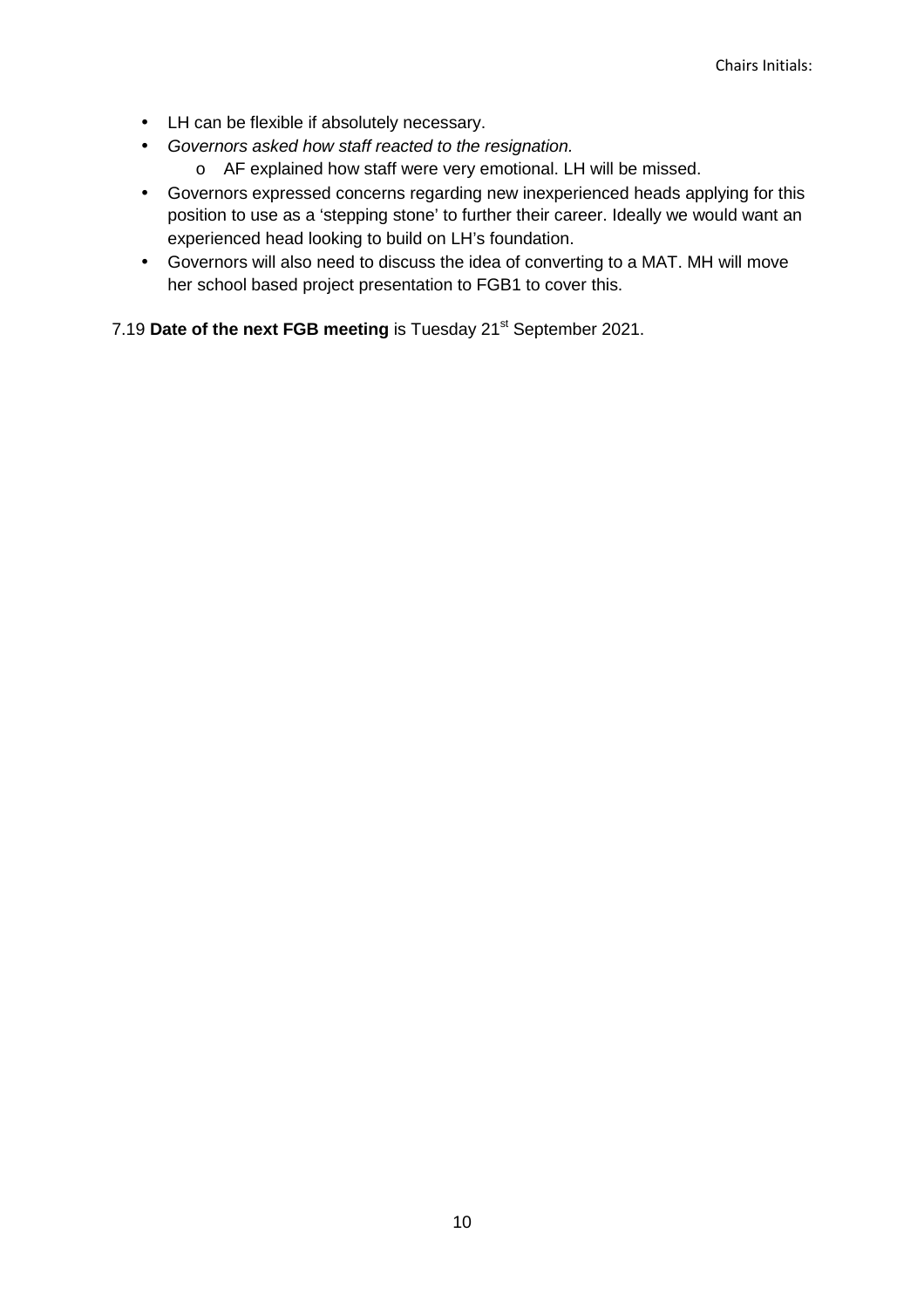- LH can be flexible if absolutely necessary.
- *Governors asked how staff reacted to the resignation.*
    - AF explained how staff were very emotional. LH will be missed.
- Governors expressed concerns regarding new inexperienced heads applying for this position to use as a 'stepping stone' to further their career. Ideally we would want an experienced head looking to build on LH's foundation.
- Governors will also need to discuss the idea of converting to a MAT. MH will move her school based project presentation to FGB1 to cover this.

7.19 **Date of the next FGB meeting** is Tuesday 21st September 2021.